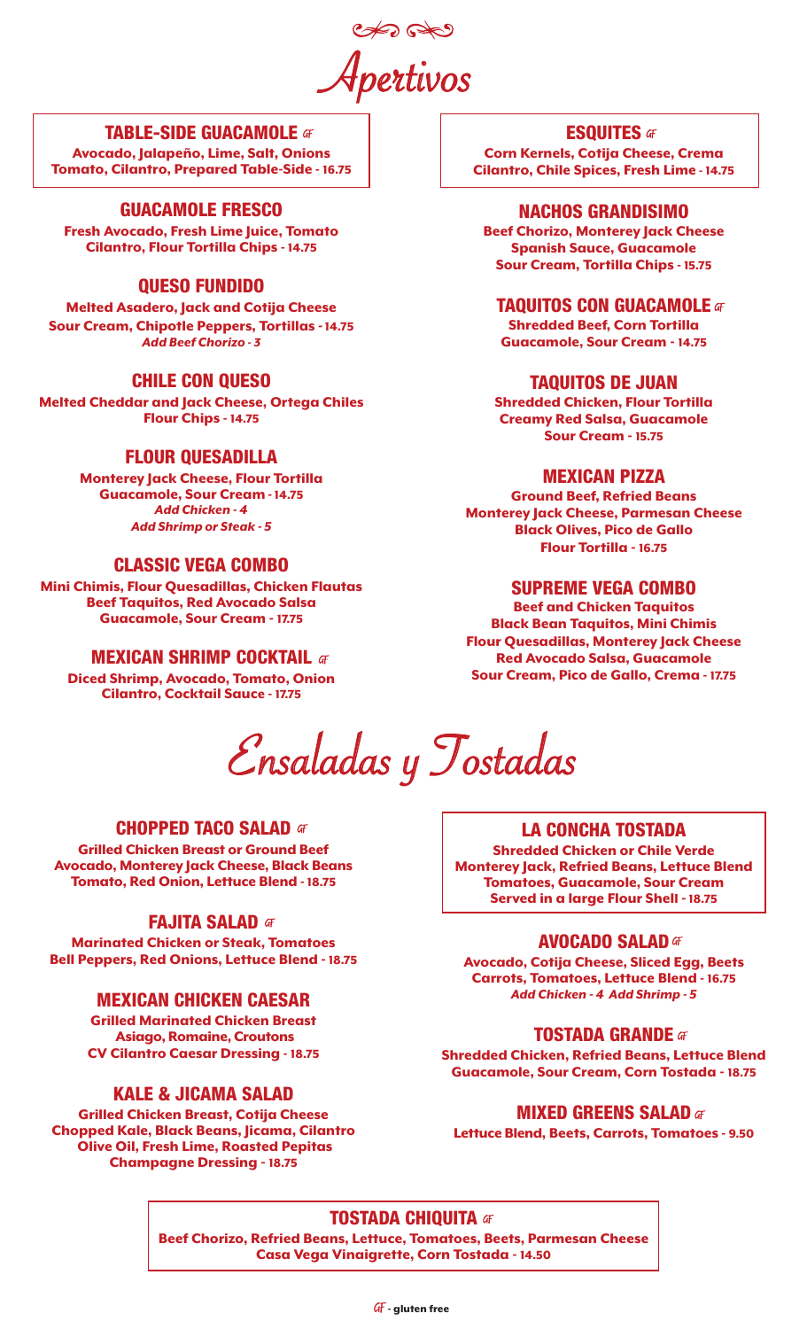# Apertivos

### TABLE-SIDE GUACAMOLE *GF*
Avocado, Jalapeño, Lime, Salt, Onions
Tomato, Cilantro, Prepared Table-Side - 16.75

### GUACAMOLE FRESCO
Fresh Avocado, Fresh Lime Juice, Tomato
Cilantro, Flour Tortilla Chips - 14.75

### QUESO FUNDIDO
Melted Asadero, Jack and Cotija Cheese
Sour Cream, Chipotle Peppers, Tortillas - 14.75
*Add Beef Chorizo - 3*

### CHILE CON QUESO
Melted Cheddar and Jack Cheese, Ortega Chiles
Flour Chips - 14.75

### FLOUR QUESADILLA
Monterey Jack Cheese, Flour Tortilla
Guacamole, Sour Cream - 14.75
*Add Chicken - 4*
*Add Shrimp or Steak - 5*

### CLASSIC VEGA COMBO
Mini Chimis, Flour Quesadillas, Chicken Flautas
Beef Taquitos, Red Avocado Salsa
Guacamole, Sour Cream - 17.75

### MEXICAN SHRIMP COCKTAIL *GF*
Diced Shrimp, Avocado, Tomato, Onion
Cilantro, Cocktail Sauce - 17.75

### ESQUITES *GF*
Corn Kernels, Cotija Cheese, Crema
Cilantro, Chile Spices, Fresh Lime - 14.75

### NACHOS GRANDISIMO
Beef Chorizo, Monterey Jack Cheese
Spanish Sauce, Guacamole
Sour Cream, Tortilla Chips - 15.75

### TAQUITOS CON GUACAMOLE *GF*
Shredded Beef, Corn Tortilla
Guacamole, Sour Cream - 14.75

### TAQUITOS DE JUAN
Shredded Chicken, Flour Tortilla
Creamy Red Salsa, Guacamole
Sour Cream - 15.75

### MEXICAN PIZZA
Ground Beef, Refried Beans
Monterey Jack Cheese, Parmesan Cheese
Black Olives, Pico de Gallo
Flour Tortilla - 16.75

### SUPREME VEGA COMBO
Beef and Chicken Taquitos
Black Bean Taquitos, Mini Chimis
Flour Quesadillas, Monterey Jack Cheese
Red Avocado Salsa, Guacamole
Sour Cream, Pico de Gallo, Crema - 17.75

# Ensaladas y Tostadas

### CHOPPED TACO SALAD *GF*
Grilled Chicken Breast or Ground Beef
Avocado, Monterey Jack Cheese, Black Beans
Tomato, Red Onion, Lettuce Blend - 18.75

### FAJITA SALAD *GF*
Marinated Chicken or Steak, Tomatoes
Bell Peppers, Red Onions, Lettuce Blend - 18.75

### MEXICAN CHICKEN CAESAR
Grilled Marinated Chicken Breast
Asiago, Romaine, Croutons
CV Cilantro Caesar Dressing - 18.75

### KALE & JICAMA SALAD
Grilled Chicken Breast, Cotija Cheese
Chopped Kale, Black Beans, Jicama, Cilantro
Olive Oil, Fresh Lime, Roasted Pepitas
Champagne Dressing - 18.75

### LA CONCHA TOSTADA
Shredded Chicken or Chile Verde
Monterey Jack, Refried Beans, Lettuce Blend
Tomatoes, Guacamole, Sour Cream
Served in a large Flour Shell - 18.75

### AVOCADO SALAD *GF*
Avocado, Cotija Cheese, Sliced Egg, Beets
Carrots, Tomatoes, Lettuce Blend - 16.75
*Add Chicken - 4 Add Shrimp - 5*

### TOSTADA GRANDE *GF*
Shredded Chicken, Refried Beans, Lettuce Blend
Guacamole, Sour Cream, Corn Tostada - 18.75

### MIXED GREENS SALAD *GF*
Lettuce Blend, Beets, Carrots, Tomatoes - 9.50

### TOSTADA CHIQUITA *GF*
Beef Chorizo, Refried Beans, Lettuce, Tomatoes, Beets, Parmesan Cheese
Casa Vega Vinaigrette, Corn Tostada - 14.50

*GF* - gluten free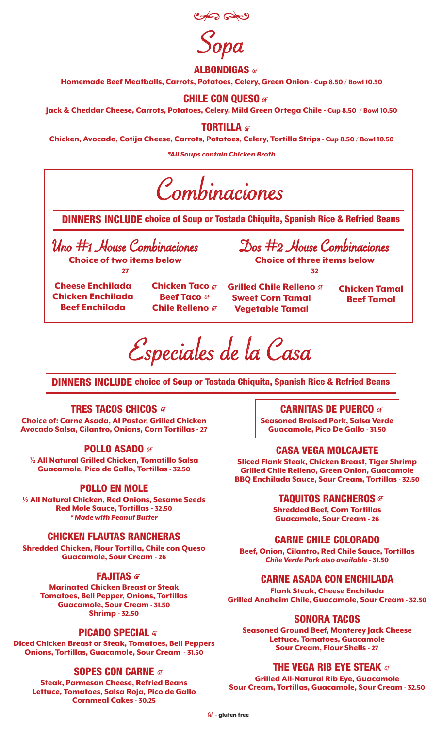# Sopa

### ALBONDIGAS *GF*

Homemade Beef Meatballs, Carrots, Potatoes, Celery, Green Onion - Cup 8.50 / Bowl 10.50

### CHILE CON QUESO *GF*

Jack & Cheddar Cheese, Carrots, Potatoes, Celery, Mild Green Ortega Chile - Cup 8.50 / Bowl 10.50

### TORTILLA *GF*

Chicken, Avocado, Cotija Cheese, Carrots, Potatoes, Celery, Tortilla Strips - Cup 8.50 / Bowl 10.50

*\*All Soups contain Chicken Broth*

# Combinaciones

**DINNERS INCLUDE** choice of Soup or Tostada Chiquita, Spanish Rice & Refried Beans

## Uno #1 House Combinaciones

Choice of two items below

27

## Dos #2 House Combinaciones

Choice of three items below

32

- Cheese Enchilada
- Chicken Enchilada
- Beef Enchilada
- Chicken Taco *GF*
- Beef Taco *GF*
- Chile Relleno *GF*
- Grilled Chile Relleno *GF*
- Sweet Corn Tamal
- Vegetable Tamal
- Chicken Tamal
- Beef Tamal

# Especiales de la Casa

**DINNERS INCLUDE** choice of Soup or Tostada Chiquita, Spanish Rice & Refried Beans

### TRES TACOS CHICOS *GF*

Choice of: Carne Asada, Al Pastor, Grilled Chicken Avocado Salsa, Cilantro, Onions, Corn Tortillas - 27

### POLLO ASADO *GF*

½ All Natural Grilled Chicken, Tomatillo Salsa Guacamole, Pico de Gallo, Tortillas - 32.50

### POLLO EN MOLE

½ All Natural Chicken, Red Onions, Sesame Seeds Red Mole Sauce, Tortillas - 32.50

*\* Made with Peanut Butter*

### CHICKEN FLAUTAS RANCHERAS

Shredded Chicken, Flour Tortilla, Chile con Queso Guacamole, Sour Cream - 26

### FAJITAS *GF*

Marinated Chicken Breast or Steak Tomatoes, Bell Pepper, Onions, Tortillas Guacamole, Sour Cream - 31.50

Shrimp - 32.50

### PICADO SPECIAL *GF*

Diced Chicken Breast or Steak, Tomatoes, Bell Peppers Onions, Tortillas, Guacamole, Sour Cream - 31.50

### SOPES CON CARNE *GF*

Steak, Parmesan Cheese, Refried Beans Lettuce, Tomatoes, Salsa Roja, Pico de Gallo Cornmeal Cakes - 30.25

### CARNITAS DE PUERCO *GF*

Seasoned Braised Pork, Salsa Verde Guacamole, Pico De Gallo - 31.50

### CASA VEGA MOLCAJETE

Sliced Flank Steak, Chicken Breast, Tiger Shrimp Grilled Chile Relleno, Green Onion, Guacamole BBQ Enchilada Sauce, Sour Cream, Tortillas - 32.50

### TAQUITOS RANCHEROS *GF*

Shredded Beef, Corn Tortillas Guacamole, Sour Cream - 26

### CARNE CHILE COLORADO

Beef, Onion, Cilantro, Red Chile Sauce, Tortillas *Chile Verde Pork also available* - 31.50

### CARNE ASADA CON ENCHILADA

Flank Steak, Cheese Enchilada Grilled Anaheim Chile, Guacamole, Sour Cream - 32.50

### SONORA TACOS

Seasoned Ground Beef, Monterey Jack Cheese Lettuce, Tomatoes, Guacamole Sour Cream, Flour Shells - 27

### THE VEGA RIB EYE STEAK *GF*

Grilled All-Natural Rib Eye, Guacamole Sour Cream, Tortillas, Guacamole, Sour Cream - 32.50

*GF* - gluten free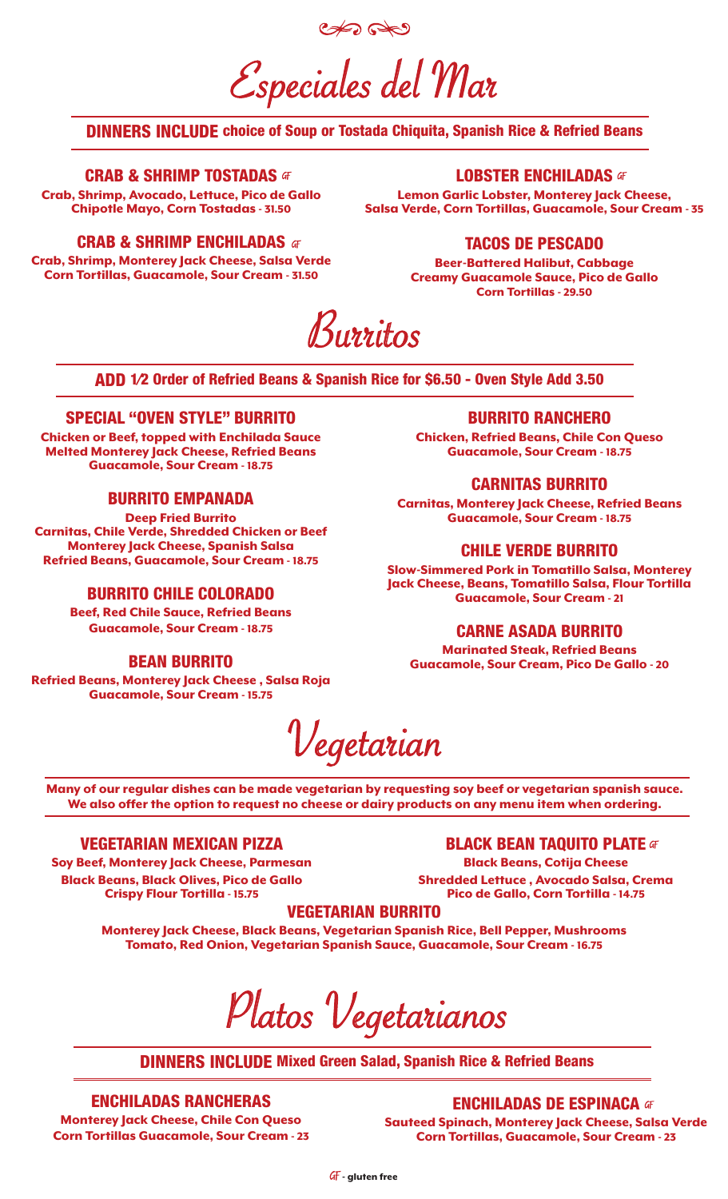# Especiales del Mar

**DINNERS INCLUDE** choice of Soup or Tostada Chiquita, Spanish Rice & Refried Beans

### CRAB & SHRIMP TOSTADAS GF

Crab, Shrimp, Avocado, Lettuce, Pico de Gallo Chipotle Mayo, Corn Tostadas - 31.50

### CRAB & SHRIMP ENCHILADAS GF

Crab, Shrimp, Monterey Jack Cheese, Salsa Verde Corn Tortillas, Guacamole, Sour Cream - 31.50

### LOBSTER ENCHILADAS GF

Lemon Garlic Lobster, Monterey Jack Cheese, Salsa Verde, Corn Tortillas, Guacamole, Sour Cream - 35

### TACOS DE PESCADO

Beer-Battered Halibut, Cabbage Creamy Guacamole Sauce, Pico de Gallo Corn Tortillas - 29.50

# Burritos

**ADD** 1/2 Order of Refried Beans & Spanish Rice for $6.50 - Oven Style Add 3.50

### SPECIAL "OVEN STYLE" BURRITO

Chicken or Beef, topped with Enchilada Sauce Melted Monterey Jack Cheese, Refried Beans Guacamole, Sour Cream - 18.75

### BURRITO EMPANADA

Deep Fried Burrito Carnitas, Chile Verde, Shredded Chicken or Beef Monterey Jack Cheese, Spanish Salsa Refried Beans, Guacamole, Sour Cream - 18.75

### BURRITO CHILE COLORADO

Beef, Red Chile Sauce, Refried Beans Guacamole, Sour Cream - 18.75

### BEAN BURRITO

Refried Beans, Monterey Jack Cheese , Salsa Roja Guacamole, Sour Cream - 15.75

### BURRITO RANCHERO

Chicken, Refried Beans, Chile Con Queso Guacamole, Sour Cream - 18.75

### CARNITAS BURRITO

Carnitas, Monterey Jack Cheese, Refried Beans Guacamole, Sour Cream - 18.75

### CHILE VERDE BURRITO

Slow-Simmered Pork in Tomatillo Salsa, Monterey Jack Cheese, Beans, Tomatillo Salsa, Flour Tortilla Guacamole, Sour Cream - 21

### CARNE ASADA BURRITO

Marinated Steak, Refried Beans Guacamole, Sour Cream, Pico De Gallo - 20

# Vegetarian

Many of our regular dishes can be made vegetarian by requesting soy beef or vegetarian spanish sauce. We also offer the option to request no cheese or dairy products on any menu item when ordering.

### VEGETARIAN MEXICAN PIZZA

Soy Beef, Monterey Jack Cheese, Parmesan Black Beans, Black Olives, Pico de Gallo Crispy Flour Tortilla - 15.75

### BLACK BEAN TAQUITO PLATE GF

Black Beans, Cotija Cheese Shredded Lettuce , Avocado Salsa, Crema Pico de Gallo, Corn Tortilla - 14.75

### VEGETARIAN BURRITO

Monterey Jack Cheese, Black Beans, Vegetarian Spanish Rice, Bell Pepper, Mushrooms Tomato, Red Onion, Vegetarian Spanish Sauce, Guacamole, Sour Cream - 16.75

# Platos Vegetarianos

**DINNERS INCLUDE** Mixed Green Salad, Spanish Rice & Refried Beans

### ENCHILADAS RANCHERAS

Monterey Jack Cheese, Chile Con Queso Corn Tortillas Guacamole, Sour Cream - 23

### ENCHILADAS DE ESPINACA GF

Sauteed Spinach, Monterey Jack Cheese, Salsa Verde Corn Tortillas, Guacamole, Sour Cream - 23

GF - gluten free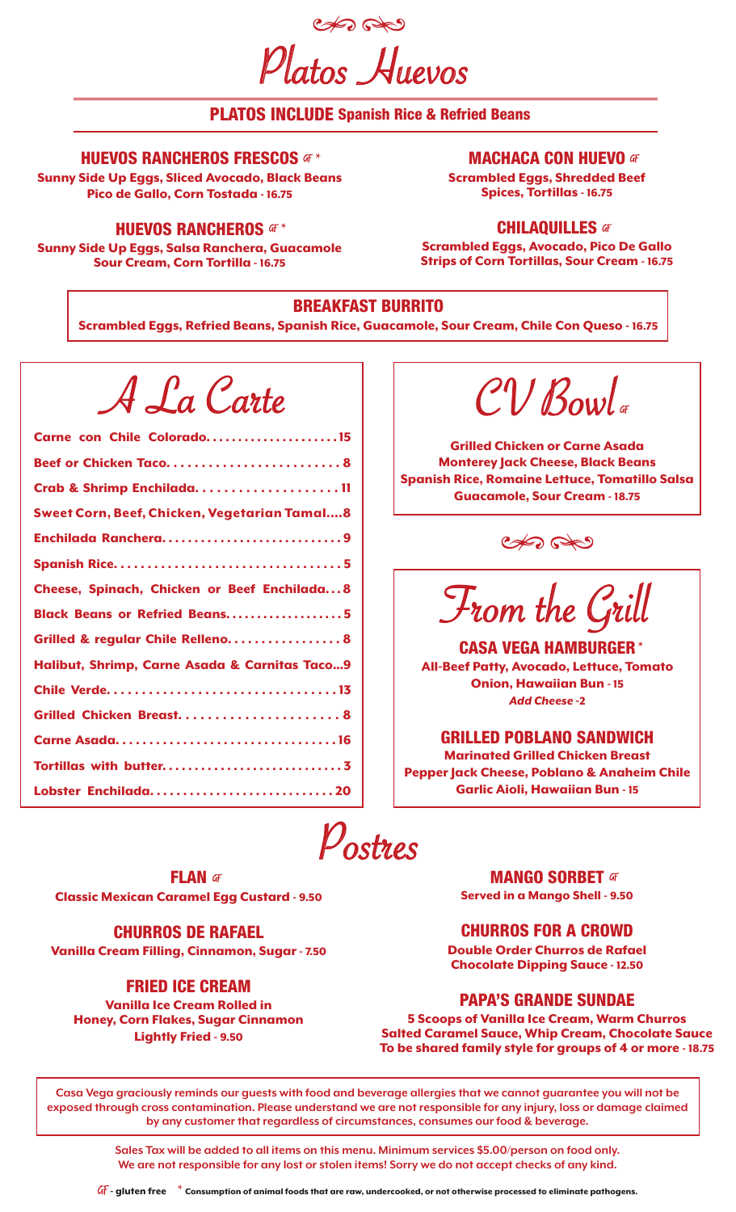# Platos Huevos

**PLATOS INCLUDE Spanish Rice & Refried Beans**

### HUEVOS RANCHEROS FRESCOS GF *
Sunny Side Up Eggs, Sliced Avocado, Black Beans
Pico de Gallo, Corn Tostada - 16.75

### HUEVOS RANCHEROS GF *
Sunny Side Up Eggs, Salsa Ranchera, Guacamole
Sour Cream, Corn Tortilla - 16.75

### MACHACA CON HUEVO GF
Scrambled Eggs, Shredded Beef
Spices, Tortillas - 16.75

### CHILAQUILLES GF
Scrambled Eggs, Avocado, Pico De Gallo
Strips of Corn Tortillas, Sour Cream - 16.75

### BREAKFAST BURRITO
Scrambled Eggs, Refried Beans, Spanish Rice, Guacamole, Sour Cream, Chile Con Queso - 16.75

# A La Carte

| | |
|---|---|
| Carne con Chile Colorado | 15 |
| Beef or Chicken Taco | 8 |
| Crab & Shrimp Enchilada | 11 |
| Sweet Corn, Beef, Chicken, Vegetarian Tamal | 8 |
| Enchilada Ranchera | 9 |
| Spanish Rice | 5 |
| Cheese, Spinach, Chicken or Beef Enchilada | 8 |
| Black Beans or Refried Beans | 5 |
| Grilled & regular Chile Relleno | 8 |
| Halibut, Shrimp, Carne Asada & Carnitas Taco | 9 |
| Chile Verde | 13 |
| Grilled Chicken Breast | 8 |
| Carne Asada | 16 |
| Tortillas with butter | 3 |
| Lobster Enchilada | 20 |

# CV Bowl GF

Grilled Chicken or Carne Asada
Monterey Jack Cheese, Black Beans
Spanish Rice, Romaine Lettuce, Tomatillo Salsa
Guacamole, Sour Cream - 18.75

# From the Grill

### CASA VEGA HAMBURGER *
All-Beef Patty, Avocado, Lettuce, Tomato
Onion, Hawaiian Bun - 15
*Add Cheese* -2

### GRILLED POBLANO SANDWICH
Marinated Grilled Chicken Breast
Pepper Jack Cheese, Poblano & Anaheim Chile
Garlic Aioli, Hawaiian Bun - 15

# Postres

### FLAN GF
Classic Mexican Caramel Egg Custard - 9.50

### CHURROS DE RAFAEL
Vanilla Cream Filling, Cinnamon, Sugar - 7.50

### FRIED ICE CREAM
Vanilla Ice Cream Rolled in
Honey, Corn Flakes, Sugar Cinnamon
Lightly Fried - 9.50

### MANGO SORBET GF
Served in a Mango Shell - 9.50

### CHURROS FOR A CROWD
Double Order Churros de Rafael
Chocolate Dipping Sauce - 12.50

### PAPA'S GRANDE SUNDAE
5 Scoops of Vanilla Ice Cream, Warm Churros
Salted Caramel Sauce, Whip Cream, Chocolate Sauce
To be shared family style for groups of 4 or more - 18.75

Casa Vega graciously reminds our guests with food and beverage allergies that we cannot guarantee you will not be exposed through cross contamination. Please understand we are not responsible for any injury, loss or damage claimed by any customer that regardless of circumstances, consumes our food & beverage.

Sales Tax will be added to all items on this menu. Minimum services $5.00/person on food only.
We are not responsible for any lost or stolen items! Sorry we do not accept checks of any kind.

GF - gluten free * Consumption of animal foods that are raw, undercooked, or not otherwise processed to eliminate pathogens.